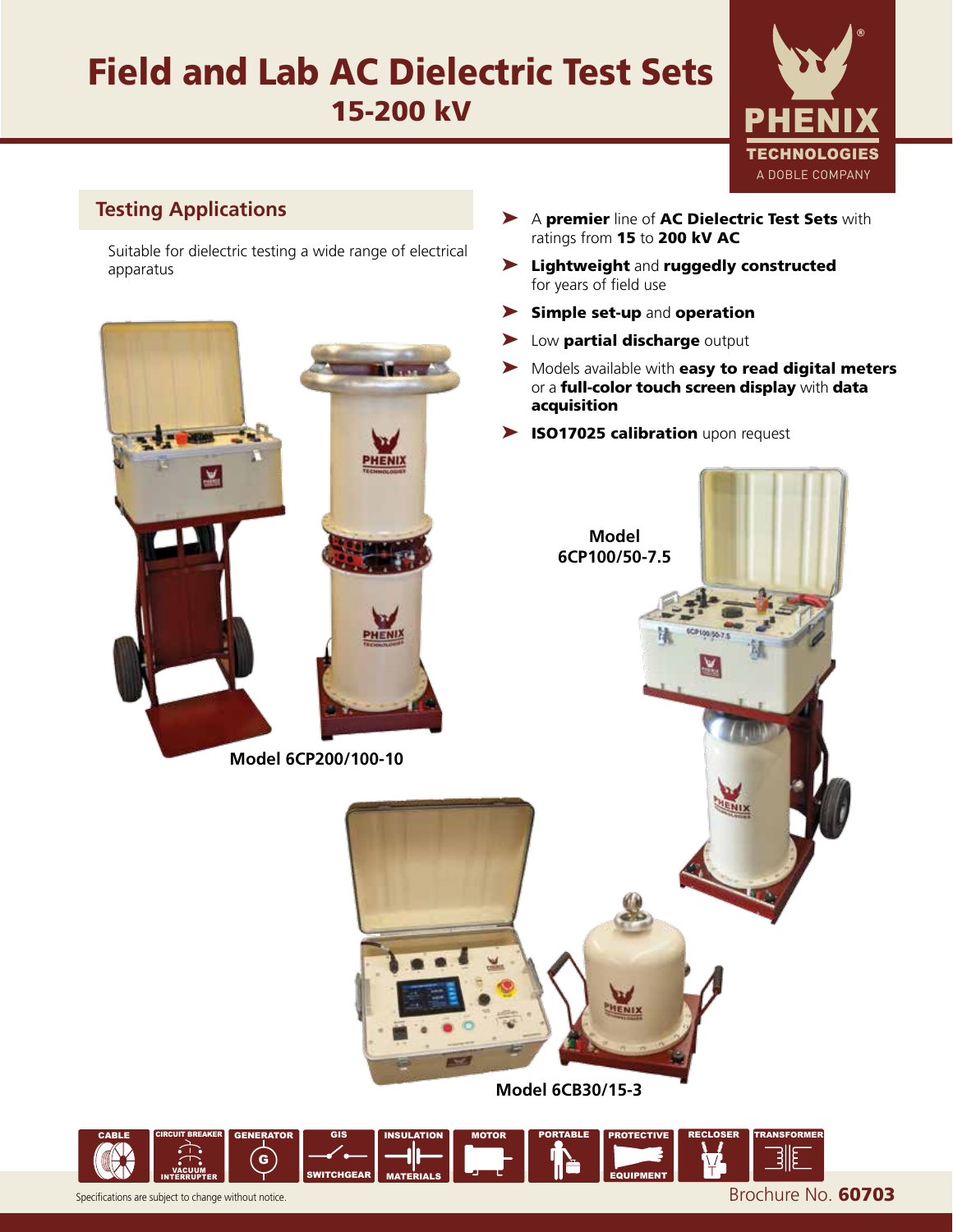# Field and Lab AC Dielectric Test Sets

## 15-200 kV

PHENIX TECHNOLOGIES
A DOBLE COMPANY

## Testing Applications

Suitable for dielectric testing a wide range of electrical apparatus

- A **premier** line of **AC Dielectric Test Sets** with ratings from **15** to **200 kV AC**
- **Lightweight** and **ruggedly constructed** for years of field use
- **Simple set-up** and **operation**
- Low **partial discharge** output
- Models available with **easy to read digital meters** or a **full-color touch screen display** with **data acquisition**
- **ISO17025 calibration** upon request

Model 6CP200/100-10

Model 6CP100/50-7.5

Model 6CB30/15-3

CABLE | CIRCUIT BREAKER VACUUM INTERRUPTER | GENERATOR | GIS SWITCHGEAR | INSULATION MATERIALS | MOTOR | PORTABLE | PROTECTIVE EQUIPMENT | RECLOSER | TRANSFORMER

Specifications are subject to change without notice.

Brochure No. **60703**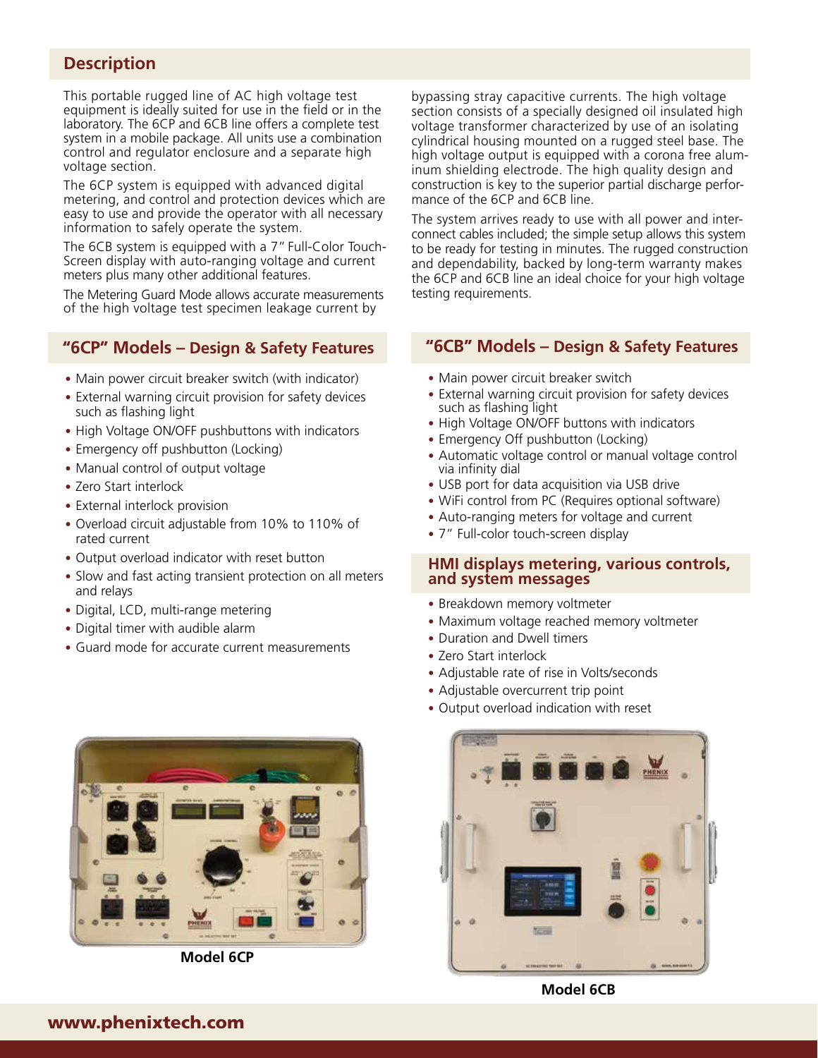## Description

This portable rugged line of AC high voltage test equipment is ideally suited for use in the field or in the laboratory. The 6CP and 6CB line offers a complete test system in a mobile package. All units use a combination control and regulator enclosure and a separate high voltage section.

The 6CP system is equipped with advanced digital metering, and control and protection devices which are easy to use and provide the operator with all necessary information to safely operate the system.

The 6CB system is equipped with a 7" Full-Color Touch-Screen display with auto-ranging voltage and current meters plus many other additional features.

The Metering Guard Mode allows accurate measurements of the high voltage test specimen leakage current by bypassing stray capacitive currents. The high voltage section consists of a specially designed oil insulated high voltage transformer characterized by use of an isolating cylindrical housing mounted on a rugged steel base. The high voltage output is equipped with a corona free aluminum shielding electrode. The high quality design and construction is key to the superior partial discharge performance of the 6CP and 6CB line.

The system arrives ready to use with all power and interconnect cables included; the simple setup allows this system to be ready for testing in minutes. The rugged construction and dependability, backed by long-term warranty makes the 6CP and 6CB line an ideal choice for your high voltage testing requirements.

## "6CP" Models – Design & Safety Features

- Main power circuit breaker switch (with indicator)
- External warning circuit provision for safety devices such as flashing light
- High Voltage ON/OFF pushbuttons with indicators
- Emergency off pushbutton (Locking)
- Manual control of output voltage
- Zero Start interlock
- External interlock provision
- Overload circuit adjustable from 10% to 110% of rated current
- Output overload indicator with reset button
- Slow and fast acting transient protection on all meters and relays
- Digital, LCD, multi-range metering
- Digital timer with audible alarm
- Guard mode for accurate current measurements

Model 6CP

## "6CB" Models – Design & Safety Features

- Main power circuit breaker switch
- External warning circuit provision for safety devices such as flashing light
- High Voltage ON/OFF buttons with indicators
- Emergency Off pushbutton (Locking)
- Automatic voltage control or manual voltage control via infinity dial
- USB port for data acquisition via USB drive
- WiFi control from PC (Requires optional software)
- Auto-ranging meters for voltage and current
- 7" Full-color touch-screen display

### HMI displays metering, various controls, and system messages

- Breakdown memory voltmeter
- Maximum voltage reached memory voltmeter
- Duration and Dwell timers
- Zero Start interlock
- Adjustable rate of rise in Volts/seconds
- Adjustable overcurrent trip point
- Output overload indication with reset

Model 6CB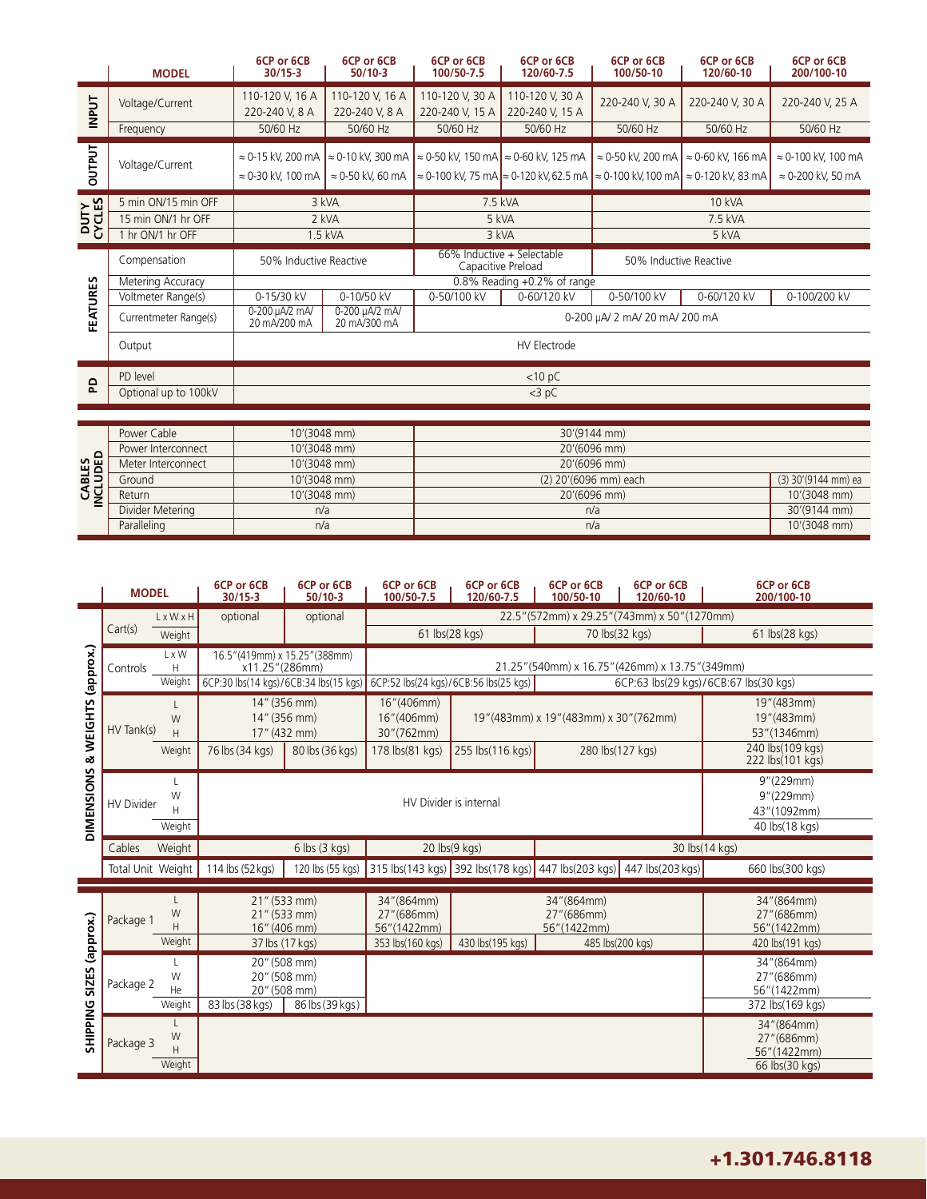| | MODEL | 6CP or 6CB 30/15-3 | 6CP or 6CB 50/10-3 | 6CP or 6CB 100/50-7.5 | 6CP or 6CB 120/60-7.5 | 6CP or 6CB 100/50-10 | 6CP or 6CB 120/60-10 | 6CP or 6CB 200/100-10 |
|---|---|---|---|---|---|---|---|---|
| INPUT | Voltage/Current | 110-120 V, 16 A 220-240 V, 8 A | 110-120 V, 16 A 220-240 V, 8 A | 110-120 V, 30 A 220-240 V, 15 A | 110-120 V, 30 A 220-240 V, 15 A | 220-240 V, 30 A | 220-240 V, 30 A | 220-240 V, 25 A |
| | Frequency | 50/60 Hz | 50/60 Hz | 50/60 Hz | 50/60 Hz | 50/60 Hz | 50/60 Hz | 50/60 Hz |
| OUTPUT | Voltage/Current | ≈ 0-15 kV, 200 mA ≈ 0-30 kV, 100 mA | ≈ 0-10 kV, 300 mA ≈ 0-50 kV, 60 mA | ≈ 0-50 kV, 150 mA ≈ 0-100 kV, 75 mA | ≈ 0-60 kV, 125 mA ≈ 0-120 kV, 62.5 mA | ≈ 0-50 kV, 200 mA ≈ 0-100 kV, 100 mA | ≈ 0-60 kV, 166 mA ≈ 0-120 kV, 83 mA | ≈ 0-100 kV, 100 mA ≈ 0-200 kV, 50 mA |
| DUTY CYCLES | 5 min ON/15 min OFF | 3 kVA | | 7.5 kVA | | 10 kVA | | |
| | 15 min ON/1 hr OFF | 2 kVA | | 5 kVA | | 7.5 kVA | | |
| | 1 hr ON/1 hr OFF | 1.5 kVA | | 3 kVA | | 5 kVA | | |
| FEATURES | Compensation | 50% Inductive Reactive | | 66% Inductive + Selectable Capacitive Preload | | 50% Inductive Reactive | | |
| | Metering Accuracy | 0.8% Reading +0.2% of range | | | | | | |
| | Voltmeter Range(s) | 0-15/30 kV | 0-10/50 kV | 0-50/100 kV | 0-60/120 kV | 0-50/100 kV | 0-60/120 kV | 0-100/200 kV |
| | Currentmeter Range(s) | 0-200 µA/2 mA/ 20 mA/200 mA | 0-200 µA/2 mA/ 20 mA/300 mA | 0-200 µA/ 2 mA/ 20 mA/ 200 mA | | | | |
| | Output | HV Electrode | | | | | | |
| PD | PD level | <10 pC | | | | | | |
| | Optional up to 100kV | <3 pC | | | | | | |
| CABLES INCLUDED | Power Cable | 10'(3048 mm) | | 30'(9144 mm) | | | | |
| | Power Interconnect | 10'(3048 mm) | | 20'(6096 mm) | | | | |
| | Meter Interconnect | 10'(3048 mm) | | 20'(6096 mm) | | | | |
| | Ground | 10'(3048 mm) | | (2) 20'(6096 mm) each | | | | (3) 30'(9144 mm) ea |
| | Return | 10'(3048 mm) | | 20'(6096 mm) | | | | 10'(3048 mm) |
| | Divider Metering | n/a | | n/a | | | | 30'(9144 mm) |
| | Paralleling | n/a | | n/a | | | | 10'(3048 mm) |

| | MODEL | | 6CP or 6CB 30/15-3 | 6CP or 6CB 50/10-3 | 6CP or 6CB 100/50-7.5 | 6CP or 6CB 120/60-7.5 | 6CP or 6CB 100/50-10 | 6CP or 6CB 120/60-10 | 6CP or 6CB 200/100-10 |
|---|---|---|---|---|---|---|---|---|---|
| DIMENSIONS & WEIGHTS (approx.) | Cart(s) | L x W x H | optional | optional | 22.5"(572mm) x 29.25"(743mm) x 50"(1270mm) | | | | |
| | | Weight | | | 61 lbs(28 kgs) | | 70 lbs(32 kgs) | | 61 lbs(28 kgs) |
| | Controls | L x W H | 16.5"(419mm) x 15.25"(388mm) x11.25"(286mm) | | 21.25"(540mm) x 16.75"(426mm) x 13.75"(349mm) | | | | |
| | | Weight | 6CP:30 lbs(14 kgs)/6CB:34 lbs(15 kgs) | | 6CP:52 lbs(24 kgs)/6CB:56 lbs(25 kgs) | | 6CP:63 lbs(29 kgs)/6CB:67 lbs(30 kgs) | | |
| | HV Tank(s) | L W H | 14" (356 mm) 14" (356 mm) 17" (432 mm) | | 16"(406mm) 16"(406mm) 30"(762mm) | 19"(483mm) x 19"(483mm) x 30"(762mm) | | | 19"(483mm) 19"(483mm) 53"(1346mm) |
| | | Weight | 76 lbs (34 kgs) | 80 lbs (36 kgs) | 178 lbs(81 kgs) | 255 lbs(116 kgs) | 280 lbs(127 kgs) | | 240 lbs(109 kgs) 222 lbs(101 kgs) |
| | HV Divider | L W H | HV Divider is internal | | | | | | 9"(229mm) 9"(229mm) 43"(1092mm) |
| | | Weight | | | | | | | 40 lbs(18 kgs) |
| | Cables | Weight | 6 lbs (3 kgs) | | 20 lbs(9 kgs) | | 30 lbs(14 kgs) | | |
| | Total Unit | Weight | 114 lbs (52 kgs) | 120 lbs (55 kgs) | 315 lbs(143 kgs) | 392 lbs(178 kgs) | 447 lbs(203 kgs) | 447 lbs(203 kgs) | 660 lbs(300 kgs) |
| SHIPPING SIZES (approx.) | Package 1 | L W H | 21" (533 mm) 21" (533 mm) 16" (406 mm) | | 34"(864mm) 27"(686mm) 56"(1422mm) | 34"(864mm) 27"(686mm) 56"(1422mm) | | | 34"(864mm) 27"(686mm) 56"(1422mm) |
| | | Weight | 37 lbs (17 kgs) | | 353 lbs(160 kgs) | 430 lbs(195 kgs) | 485 lbs(200 kgs) | | 420 lbs(191 kgs) |
| | Package 2 | L W He | 20" (508 mm) 20" (508 mm) 20" (508 mm) | | | | | | 34"(864mm) 27"(686mm) 56"(1422mm) |
| | | Weight | 83 lbs (38 kgs) | 86 lbs (39 kgs) | | | | | 372 lbs(169 kgs) |
| | Package 3 | L W H | | | | | | | 34"(864mm) 27"(686mm) 56"(1422mm) |
| | | Weight | | | | | | | 66 lbs(30 kgs) |

**+1.301.746.8118**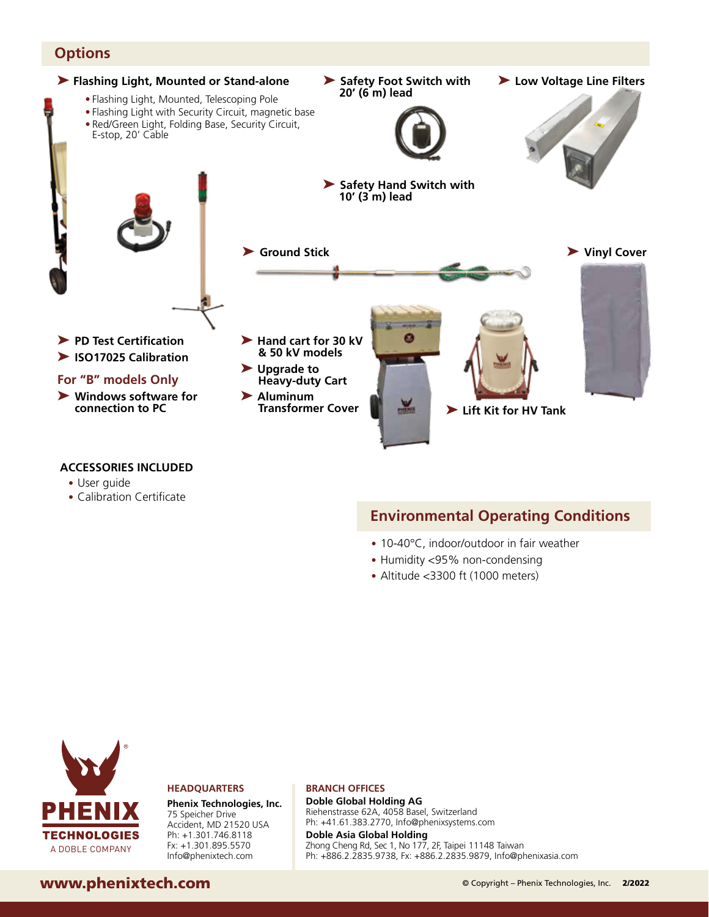## Options

- **Flashing Light, Mounted or Stand-alone**
  - Flashing Light, Mounted, Telescoping Pole
  - Flashing Light with Security Circuit, magnetic base
  - Red/Green Light, Folding Base, Security Circuit, E-stop, 20' Cable
- **Safety Foot Switch with 20' (6 m) lead**
- **Safety Hand Switch with 10' (3 m) lead**
- **Low Voltage Line Filters**
- **Ground Stick**
- **Vinyl Cover**
- **PD Test Certification**
- **ISO17025 Calibration**

### For "B" models Only

- **Windows software for connection to PC**

- **Hand cart for 30 kV & 50 kV models**
- **Upgrade to Heavy-duty Cart**
- **Aluminum Transformer Cover**
- **Lift Kit for HV Tank**

**ACCESSORIES INCLUDED**

- User guide
- Calibration Certificate

## Environmental Operating Conditions

- 10-40°C, indoor/outdoor in fair weather
- Humidity <95% non-condensing
- Altitude <3300 ft (1000 meters)

PHENIX TECHNOLOGIES
A DOBLE COMPANY

**HEADQUARTERS**

**Phenix Technologies, Inc.**
75 Speicher Drive
Accident, MD 21520 USA
Ph: +1.301.746.8118
Fx: +1.301.895.5570
Info@phenixtech.com

**BRANCH OFFICES**

**Doble Global Holding AG**
Riehenstrasse 62A, 4058 Basel, Switzerland
Ph: +41.61.383.2770, Info@phenixsystems.com

**Doble Asia Global Holding**
Zhong Cheng Rd, Sec 1, No 177, 2F, Taipei 11148 Taiwan
Ph: +886.2.2835.9738, Fx: +886.2.2835.9879, Info@phenixasia.com

**www.phenixtech.com**

© Copyright – Phenix Technologies, Inc. **2/2022**